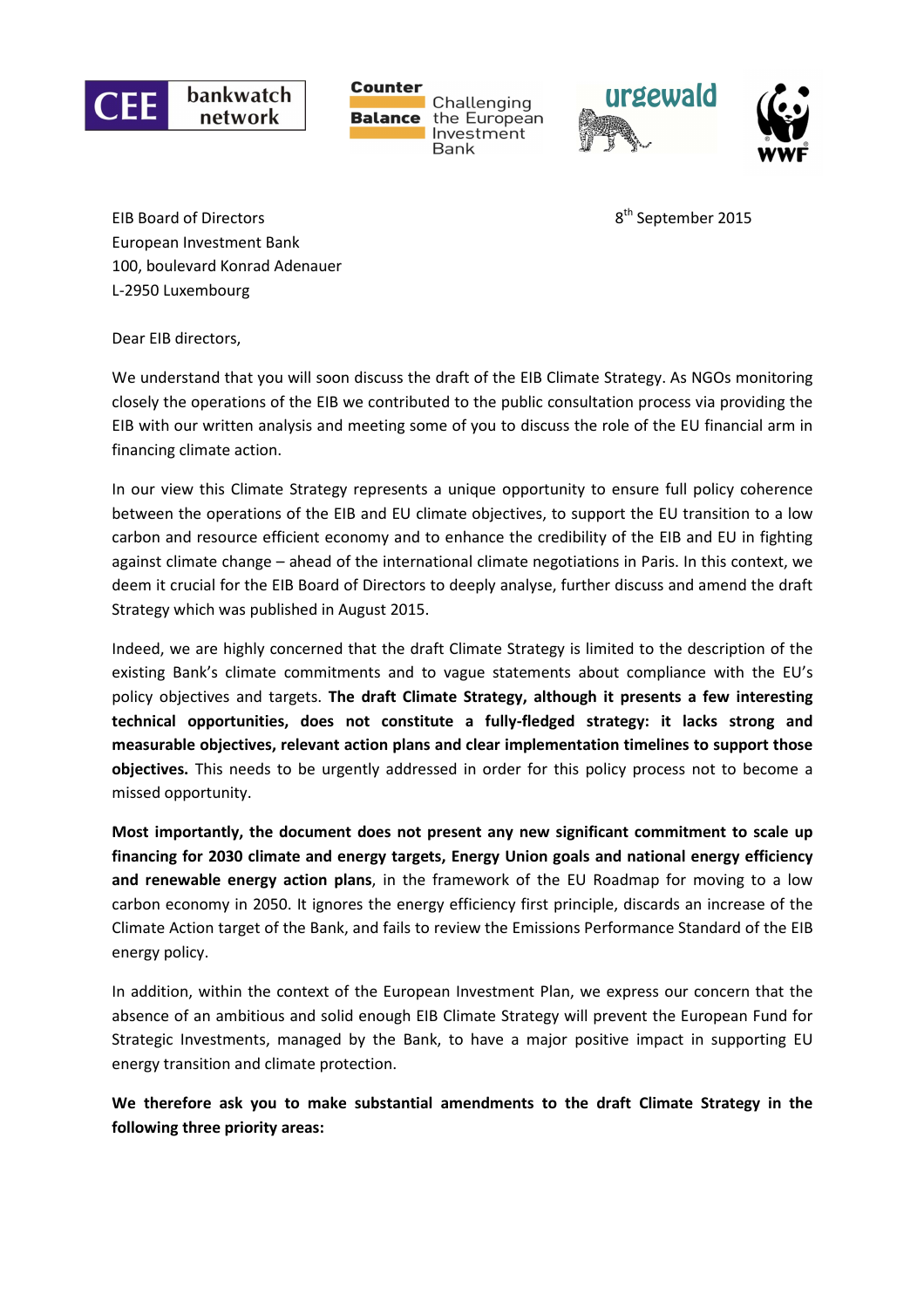CEE bankwatch network | Counter Balance – Challenging the European Investment Bank | urgewald | WWF

EIB Board of Directors
European Investment Bank
100, boulevard Konrad Adenauer
L-2950 Luxembourg

8th September 2015

Dear EIB directors,

We understand that you will soon discuss the draft of the EIB Climate Strategy. As NGOs monitoring closely the operations of the EIB we contributed to the public consultation process via providing the EIB with our written analysis and meeting some of you to discuss the role of the EU financial arm in financing climate action.

In our view this Climate Strategy represents a unique opportunity to ensure full policy coherence between the operations of the EIB and EU climate objectives, to support the EU transition to a low carbon and resource efficient economy and to enhance the credibility of the EIB and EU in fighting against climate change – ahead of the international climate negotiations in Paris. In this context, we deem it crucial for the EIB Board of Directors to deeply analyse, further discuss and amend the draft Strategy which was published in August 2015.

Indeed, we are highly concerned that the draft Climate Strategy is limited to the description of the existing Bank's climate commitments and to vague statements about compliance with the EU's policy objectives and targets. **The draft Climate Strategy, although it presents a few interesting technical opportunities, does not constitute a fully-fledged strategy: it lacks strong and measurable objectives, relevant action plans and clear implementation timelines to support those objectives.** This needs to be urgently addressed in order for this policy process not to become a missed opportunity.

**Most importantly, the document does not present any new significant commitment to scale up financing for 2030 climate and energy targets, Energy Union goals and national energy efficiency and renewable energy action plans**, in the framework of the EU Roadmap for moving to a low carbon economy in 2050. It ignores the energy efficiency first principle, discards an increase of the Climate Action target of the Bank, and fails to review the Emissions Performance Standard of the EIB energy policy.

In addition, within the context of the European Investment Plan, we express our concern that the absence of an ambitious and solid enough EIB Climate Strategy will prevent the European Fund for Strategic Investments, managed by the Bank, to have a major positive impact in supporting EU energy transition and climate protection.

**We therefore ask you to make substantial amendments to the draft Climate Strategy in the following three priority areas:**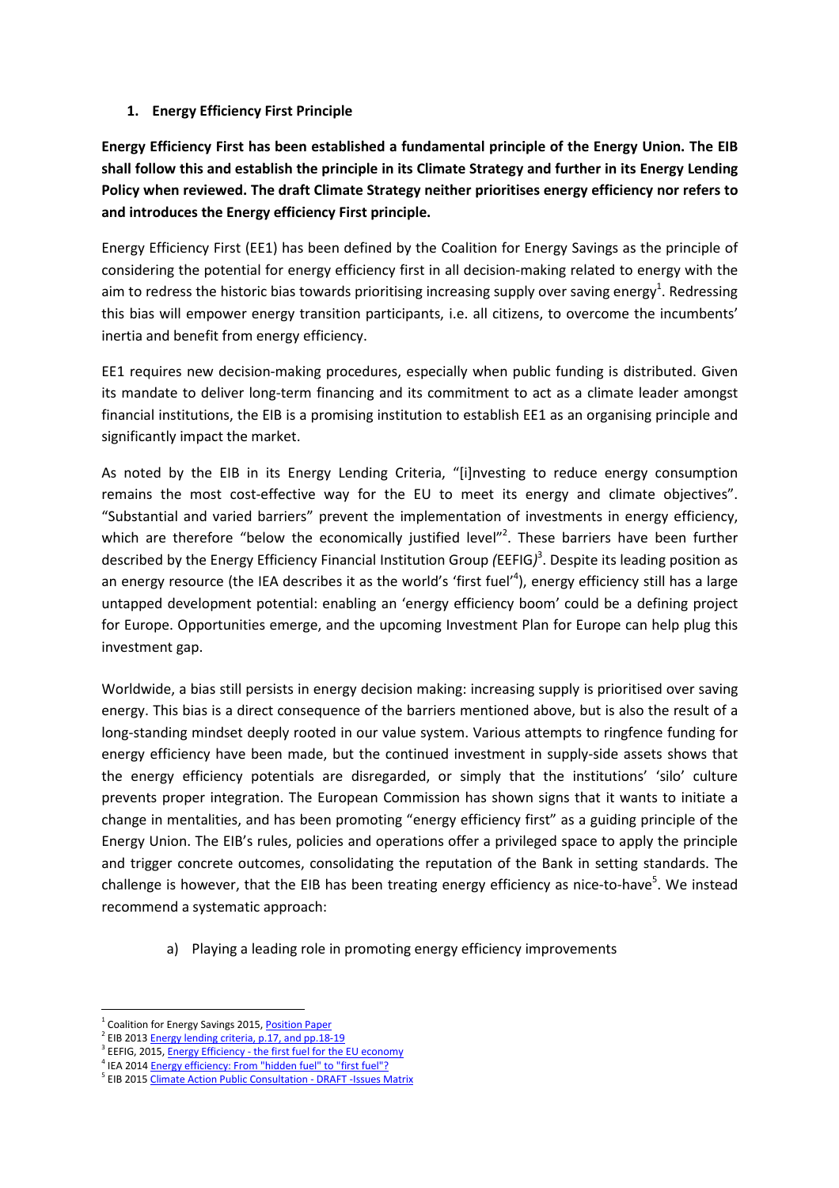## 1. Energy Efficiency First Principle

**Energy Efficiency First has been established a fundamental principle of the Energy Union. The EIB shall follow this and establish the principle in its Climate Strategy and further in its Energy Lending Policy when reviewed. The draft Climate Strategy neither prioritises energy efficiency nor refers to and introduces the Energy efficiency First principle.**

Energy Efficiency First (EE1) has been defined by the Coalition for Energy Savings as the principle of considering the potential for energy efficiency first in all decision-making related to energy with the aim to redress the historic bias towards prioritising increasing supply over saving energy[1]. Redressing this bias will empower energy transition participants, i.e. all citizens, to overcome the incumbents' inertia and benefit from energy efficiency.

EE1 requires new decision-making procedures, especially when public funding is distributed. Given its mandate to deliver long-term financing and its commitment to act as a climate leader amongst financial institutions, the EIB is a promising institution to establish EE1 as an organising principle and significantly impact the market.

As noted by the EIB in its Energy Lending Criteria, "[i]nvesting to reduce energy consumption remains the most cost-effective way for the EU to meet its energy and climate objectives". "Substantial and varied barriers" prevent the implementation of investments in energy efficiency, which are therefore "below the economically justified level"[2]. These barriers have been further described by the Energy Efficiency Financial Institution Group *(*EEFIG*)*[3]. Despite its leading position as an energy resource (the IEA describes it as the world's 'first fuel'[4]), energy efficiency still has a large untapped development potential: enabling an 'energy efficiency boom' could be a defining project for Europe. Opportunities emerge, and the upcoming Investment Plan for Europe can help plug this investment gap.

Worldwide, a bias still persists in energy decision making: increasing supply is prioritised over saving energy. This bias is a direct consequence of the barriers mentioned above, but is also the result of a long-standing mindset deeply rooted in our value system. Various attempts to ringfence funding for energy efficiency have been made, but the continued investment in supply-side assets shows that the energy efficiency potentials are disregarded, or simply that the institutions' 'silo' culture prevents proper integration. The European Commission has shown signs that it wants to initiate a change in mentalities, and has been promoting "energy efficiency first" as a guiding principle of the Energy Union. The EIB's rules, policies and operations offer a privileged space to apply the principle and trigger concrete outcomes, consolidating the reputation of the Bank in setting standards. The challenge is however, that the EIB has been treating energy efficiency as nice-to-have[5]. We instead recommend a systematic approach:

a) Playing a leading role in promoting energy efficiency improvements

---

[1] Coalition for Energy Savings 2015, Position Paper
[2] EIB 2013 Energy lending criteria, p.17, and pp.18-19
[3] EEFIG, 2015, Energy Efficiency - the first fuel for the EU economy
[4] IEA 2014 Energy efficiency: From "hidden fuel" to "first fuel"?
[5] EIB 2015 Climate Action Public Consultation - DRAFT -Issues Matrix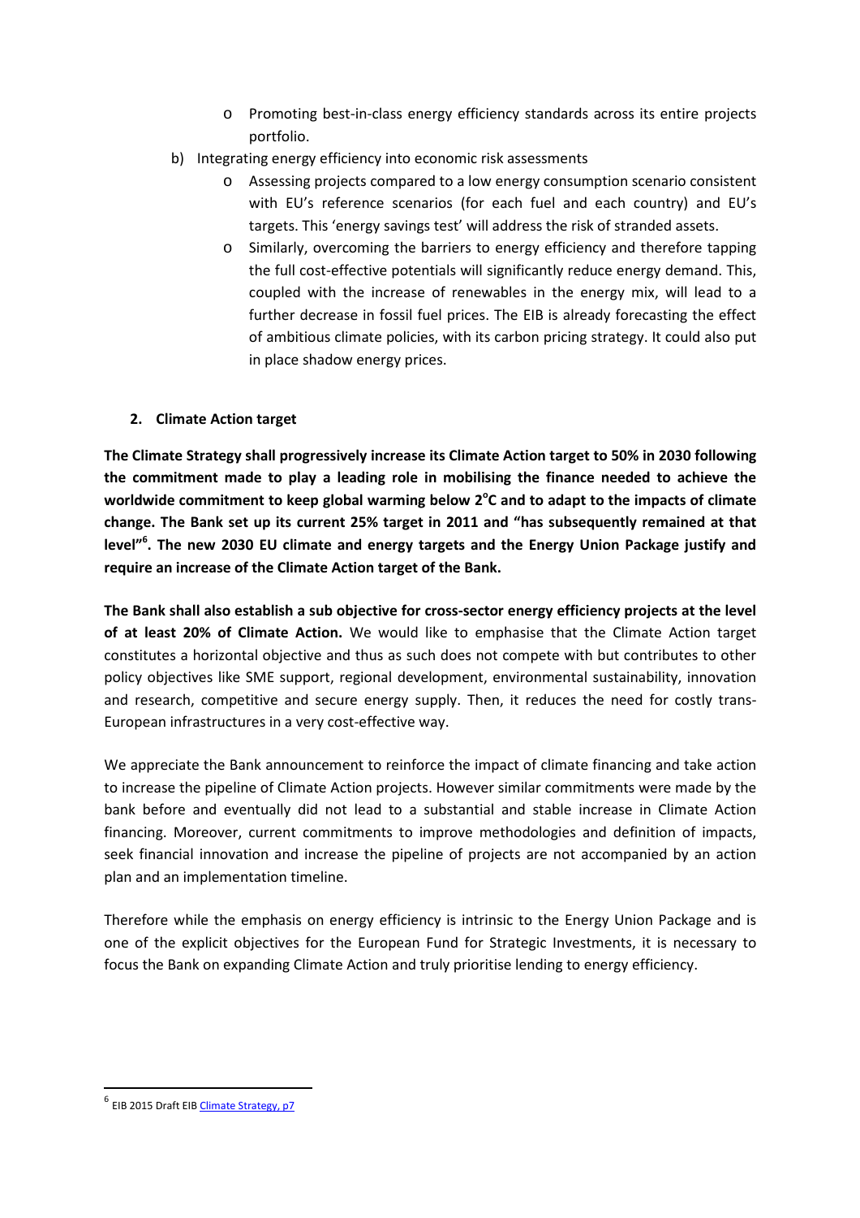- Promoting best-in-class energy efficiency standards across its entire projects portfolio.

b) Integrating energy efficiency into economic risk assessments

- Assessing projects compared to a low energy consumption scenario consistent with EU's reference scenarios (for each fuel and each country) and EU's targets. This 'energy savings test' will address the risk of stranded assets.
- Similarly, overcoming the barriers to energy efficiency and therefore tapping the full cost-effective potentials will significantly reduce energy demand. This, coupled with the increase of renewables in the energy mix, will lead to a further decrease in fossil fuel prices. The EIB is already forecasting the effect of ambitious climate policies, with its carbon pricing strategy. It could also put in place shadow energy prices.

## 2. Climate Action target

**The Climate Strategy shall progressively increase its Climate Action target to 50% in 2030 following the commitment made to play a leading role in mobilising the finance needed to achieve the worldwide commitment to keep global warming below 2°C and to adapt to the impacts of climate change. The Bank set up its current 25% target in 2011 and "has subsequently remained at that level"[6]. The new 2030 EU climate and energy targets and the Energy Union Package justify and require an increase of the Climate Action target of the Bank.**

**The Bank shall also establish a sub objective for cross-sector energy efficiency projects at the level of at least 20% of Climate Action.** We would like to emphasise that the Climate Action target constitutes a horizontal objective and thus as such does not compete with but contributes to other policy objectives like SME support, regional development, environmental sustainability, innovation and research, competitive and secure energy supply. Then, it reduces the need for costly trans-European infrastructures in a very cost-effective way.

We appreciate the Bank announcement to reinforce the impact of climate financing and take action to increase the pipeline of Climate Action projects. However similar commitments were made by the bank before and eventually did not lead to a substantial and stable increase in Climate Action financing. Moreover, current commitments to improve methodologies and definition of impacts, seek financial innovation and increase the pipeline of projects are not accompanied by an action plan and an implementation timeline.

Therefore while the emphasis on energy efficiency is intrinsic to the Energy Union Package and is one of the explicit objectives for the European Fund for Strategic Investments, it is necessary to focus the Bank on expanding Climate Action and truly prioritise lending to energy efficiency.

[6] EIB 2015 Draft EIB Climate Strategy, p7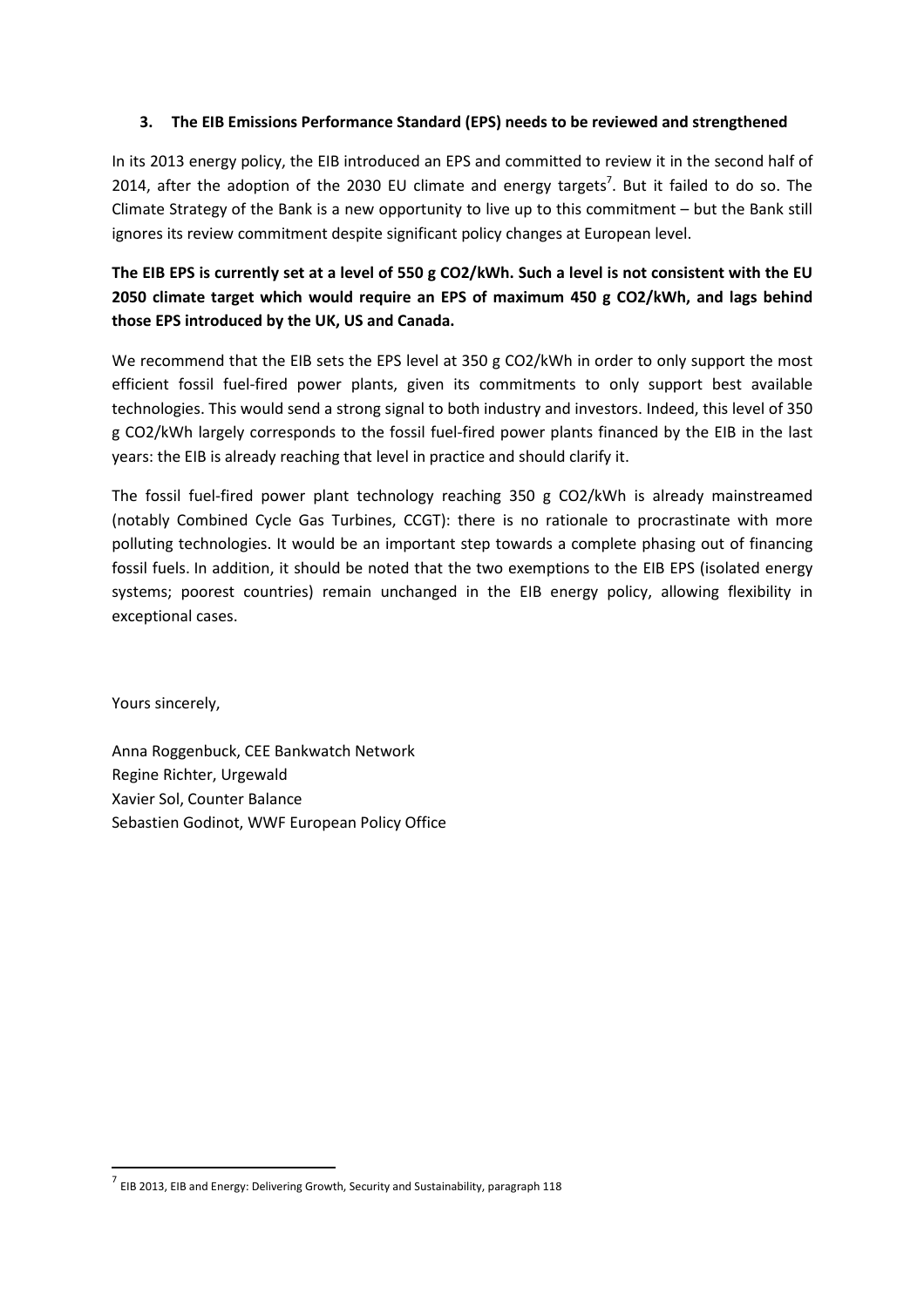### 3. The EIB Emissions Performance Standard (EPS) needs to be reviewed and strengthened

In its 2013 energy policy, the EIB introduced an EPS and committed to review it in the second half of 2014, after the adoption of the 2030 EU climate and energy targets[7]. But it failed to do so. The Climate Strategy of the Bank is a new opportunity to live up to this commitment – but the Bank still ignores its review commitment despite significant policy changes at European level.

**The EIB EPS is currently set at a level of 550 g $CO_2$/kWh. Such a level is not consistent with the EU 2050 climate target which would require an EPS of maximum 450 g $CO_2$/kWh, and lags behind those EPS introduced by the UK, US and Canada.**

We recommend that the EIB sets the EPS level at 350 g $CO_2$/kWh in order to only support the most efficient fossil fuel-fired power plants, given its commitments to only support best available technologies. This would send a strong signal to both industry and investors. Indeed, this level of 350 g $CO_2$/kWh largely corresponds to the fossil fuel-fired power plants financed by the EIB in the last years: the EIB is already reaching that level in practice and should clarify it.

The fossil fuel-fired power plant technology reaching 350 g $CO_2$/kWh is already mainstreamed (notably Combined Cycle Gas Turbines, CCGT): there is no rationale to procrastinate with more polluting technologies. It would be an important step towards a complete phasing out of financing fossil fuels. In addition, it should be noted that the two exemptions to the EIB EPS (isolated energy systems; poorest countries) remain unchanged in the EIB energy policy, allowing flexibility in exceptional cases.

Yours sincerely,

Anna Roggenbuck, CEE Bankwatch Network
Regine Richter, Urgewald
Xavier Sol, Counter Balance
Sebastien Godinot, WWF European Policy Office

---

[7] EIB 2013, EIB and Energy: Delivering Growth, Security and Sustainability, paragraph 118